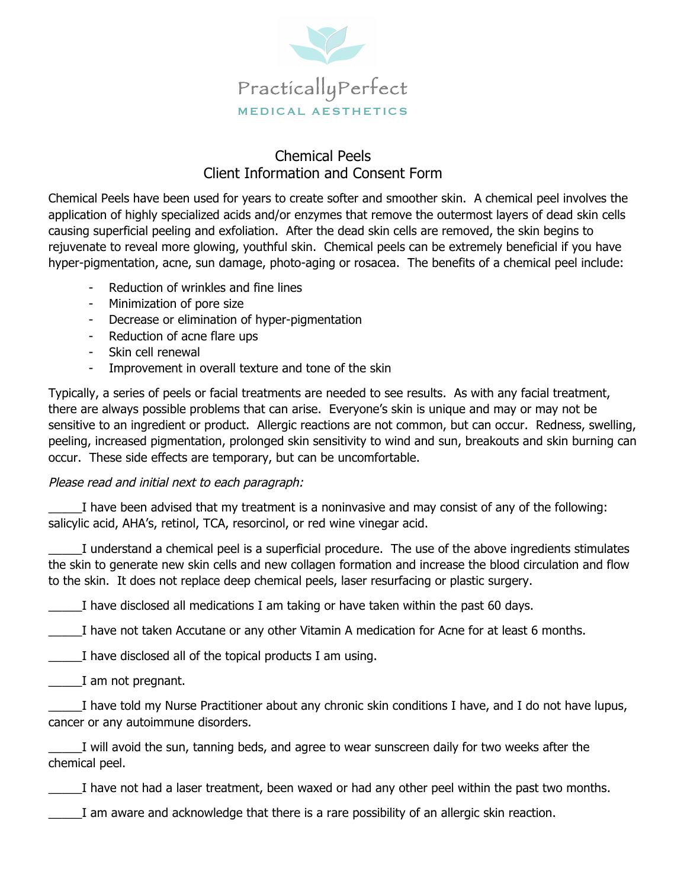PracticallyPerfect

MEDICAL AESTHETICS

# Chemical Peels
## Client Information and Consent Form

Chemical Peels have been used for years to create softer and smoother skin. A chemical peel involves the application of highly specialized acids and/or enzymes that remove the outermost layers of dead skin cells causing superficial peeling and exfoliation. After the dead skin cells are removed, the skin begins to rejuvenate to reveal more glowing, youthful skin. Chemical peels can be extremely beneficial if you have hyper-pigmentation, acne, sun damage, photo-aging or rosacea. The benefits of a chemical peel include:

- Reduction of wrinkles and fine lines
- Minimization of pore size
- Decrease or elimination of hyper-pigmentation
- Reduction of acne flare ups
- Skin cell renewal
- Improvement in overall texture and tone of the skin

Typically, a series of peels or facial treatments are needed to see results. As with any facial treatment, there are always possible problems that can arise. Everyone's skin is unique and may or may not be sensitive to an ingredient or product. Allergic reactions are not common, but can occur. Redness, swelling, peeling, increased pigmentation, prolonged skin sensitivity to wind and sun, breakouts and skin burning can occur. These side effects are temporary, but can be uncomfortable.

*Please read and initial next to each paragraph:*

_____I have been advised that my treatment is a noninvasive and may consist of any of the following: salicylic acid, AHA's, retinol, TCA, resorcinol, or red wine vinegar acid.

_____I understand a chemical peel is a superficial procedure. The use of the above ingredients stimulates the skin to generate new skin cells and new collagen formation and increase the blood circulation and flow to the skin. It does not replace deep chemical peels, laser resurfacing or plastic surgery.

_____I have disclosed all medications I am taking or have taken within the past 60 days.

_____I have not taken Accutane or any other Vitamin A medication for Acne for at least 6 months.

_____I have disclosed all of the topical products I am using.

_____I am not pregnant.

_____I have told my Nurse Practitioner about any chronic skin conditions I have, and I do not have lupus, cancer or any autoimmune disorders.

_____I will avoid the sun, tanning beds, and agree to wear sunscreen daily for two weeks after the chemical peel.

_____I have not had a laser treatment, been waxed or had any other peel within the past two months.

_____I am aware and acknowledge that there is a rare possibility of an allergic skin reaction.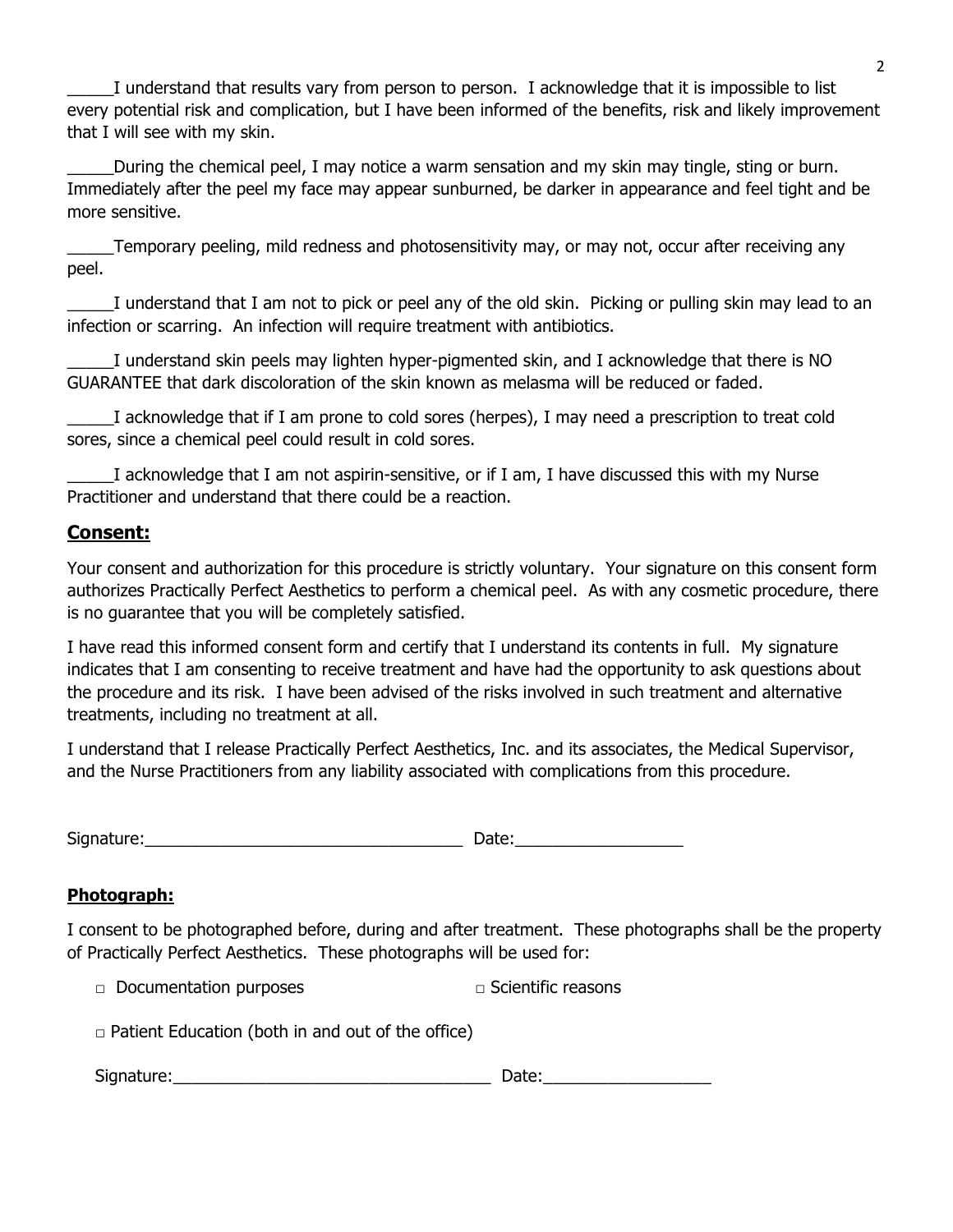_____I understand that results vary from person to person. I acknowledge that it is impossible to list every potential risk and complication, but I have been informed of the benefits, risk and likely improvement that I will see with my skin.

_____During the chemical peel, I may notice a warm sensation and my skin may tingle, sting or burn. Immediately after the peel my face may appear sunburned, be darker in appearance and feel tight and be more sensitive.

_____Temporary peeling, mild redness and photosensitivity may, or may not, occur after receiving any peel.

_____I understand that I am not to pick or peel any of the old skin. Picking or pulling skin may lead to an infection or scarring. An infection will require treatment with antibiotics.

_____I understand skin peels may lighten hyper-pigmented skin, and I acknowledge that there is NO GUARANTEE that dark discoloration of the skin known as melasma will be reduced or faded.

_____I acknowledge that if I am prone to cold sores (herpes), I may need a prescription to treat cold sores, since a chemical peel could result in cold sores.

_____I acknowledge that I am not aspirin-sensitive, or if I am, I have discussed this with my Nurse Practitioner and understand that there could be a reaction.

## **Consent:**

Your consent and authorization for this procedure is strictly voluntary. Your signature on this consent form authorizes Practically Perfect Aesthetics to perform a chemical peel. As with any cosmetic procedure, there is no guarantee that you will be completely satisfied.

I have read this informed consent form and certify that I understand its contents in full. My signature indicates that I am consenting to receive treatment and have had the opportunity to ask questions about the procedure and its risk. I have been advised of the risks involved in such treatment and alternative treatments, including no treatment at all.

I understand that I release Practically Perfect Aesthetics, Inc. and its associates, the Medical Supervisor, and the Nurse Practitioners from any liability associated with complications from this procedure.

Signature:___________________________________ Date:__________________

### **Photograph:**

I consent to be photographed before, during and after treatment. These photographs shall be the property of Practically Perfect Aesthetics. These photographs will be used for:

□ Documentation purposes □ Scientific reasons

□ Patient Education (both in and out of the office)

Signature:___________________________________ Date:__________________